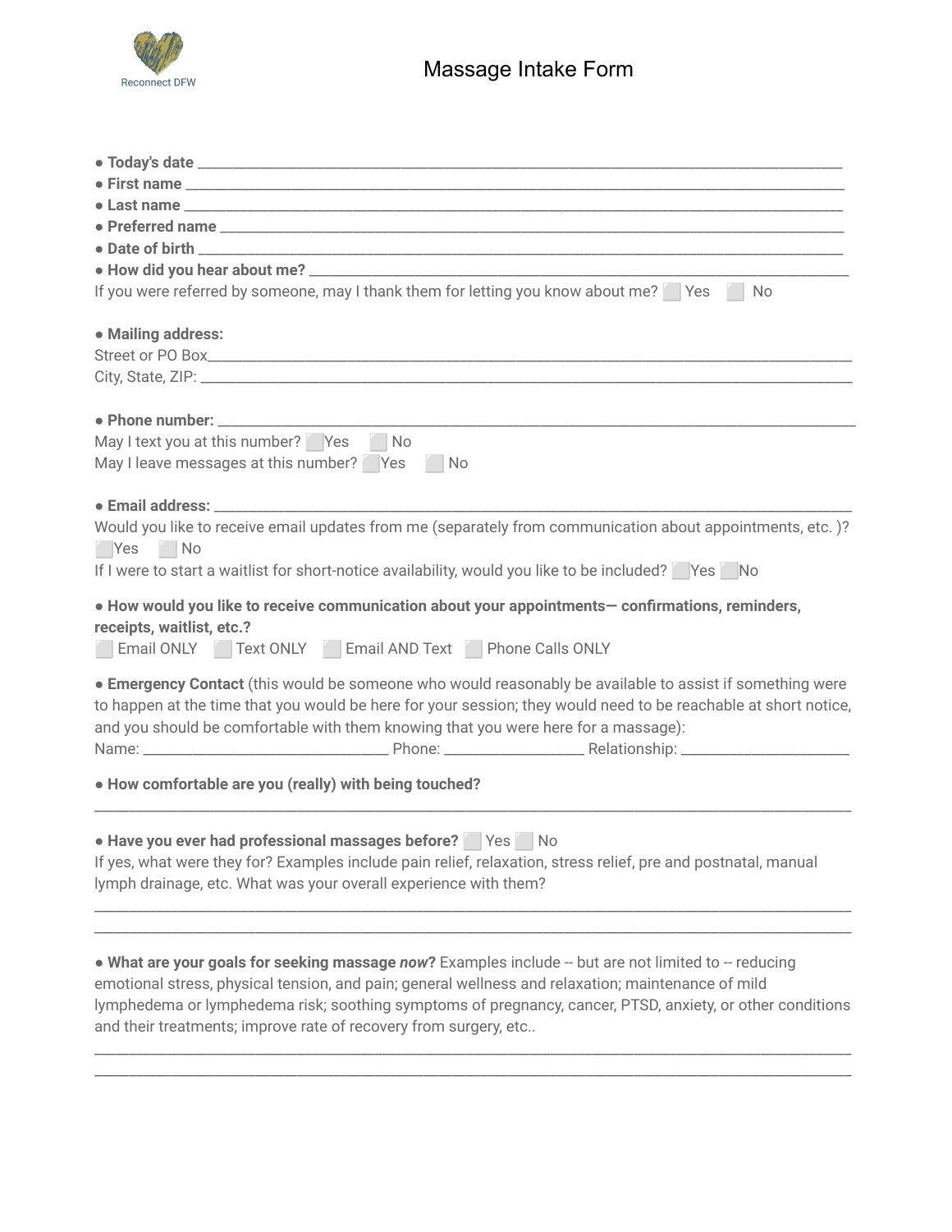Reconnect DFW

# Massage Intake Form

- **Today's date** ______________________________
- **First name** ______________________________
- **Last name** ______________________________
- **Preferred name** ______________________________
- **Date of birth** ______________________________
- **How did you hear about me?** ______________________________

If you were referred by someone, may I thank them for letting you know about me? ⬜ Yes ⬜ No

- **Mailing address:**

Street or PO Box______________________________

City, State, ZIP: ______________________________

- **Phone number:** ______________________________

May I text you at this number? ⬜Yes ⬜ No

May I leave messages at this number? ⬜Yes ⬜ No

- **Email address:** ______________________________

Would you like to receive email updates from me (separately from communication about appointments, etc. )?

⬜Yes ⬜ No

If I were to start a waitlist for short-notice availability, would you like to be included? ⬜Yes ⬜No

- **How would you like to receive communication about your appointments— confirmations, reminders, receipts, waitlist, etc.?**

⬜ Email ONLY ⬜ Text ONLY ⬜ Email AND Text ⬜ Phone Calls ONLY

- **Emergency Contact** (this would be someone who would reasonably be available to assist if something were to happen at the time that you would be here for your session; they would need to be reachable at short notice, and you should be comfortable with them knowing that you were here for a massage):

Name: ______________________ Phone: ______________ Relationship: ________________

- **How comfortable are you (really) with being touched?**

______________________________________________________________________

- **Have you ever had professional massages before?** ⬜ Yes ⬜ No

If yes, what were they for? Examples include pain relief, relaxation, stress relief, pre and postnatal, manual lymph drainage, etc. What was your overall experience with them?

______________________________________________________________________

______________________________________________________________________

- **What are your goals for seeking massage *now*?** Examples include -- but are not limited to -- reducing emotional stress, physical tension, and pain; general wellness and relaxation; maintenance of mild lymphedema or lymphedema risk; soothing symptoms of pregnancy, cancer, PTSD, anxiety, or other conditions and their treatments; improve rate of recovery from surgery, etc..

______________________________________________________________________

______________________________________________________________________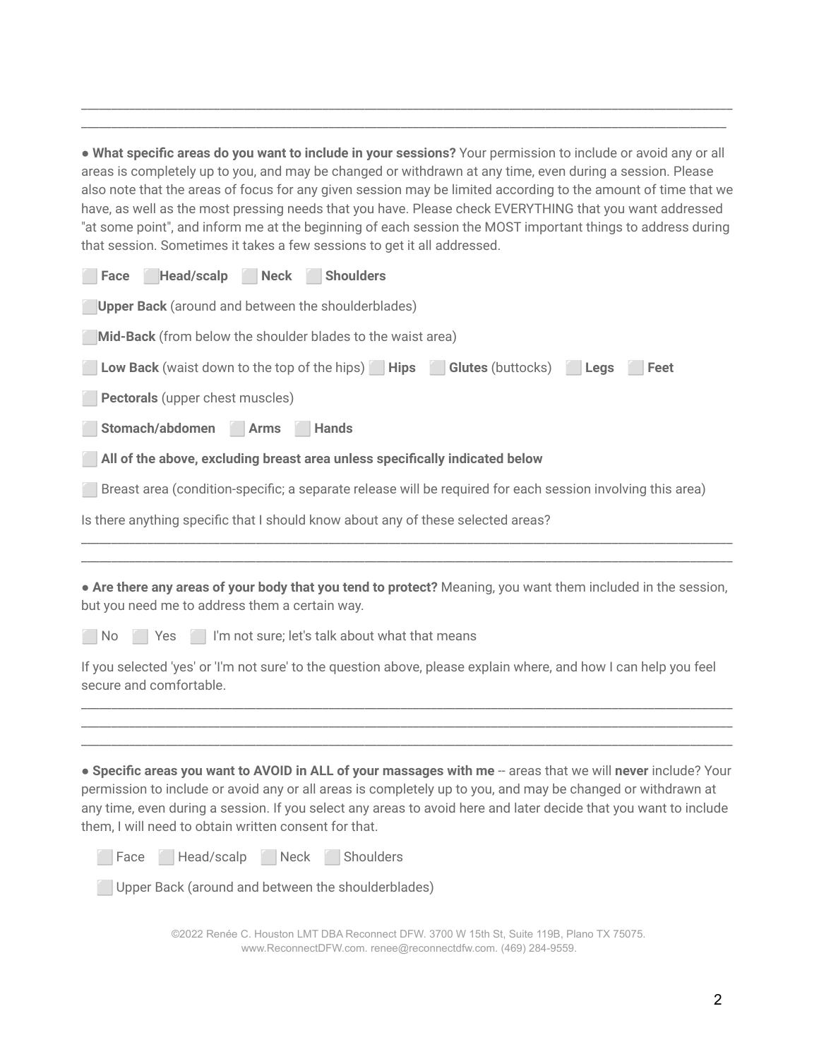\_\_\_\_\_\_\_\_\_\_\_\_\_\_\_\_\_\_\_\_\_\_\_\_\_\_\_\_\_\_\_\_\_\_\_\_\_\_\_\_\_\_\_\_\_\_\_\_\_\_\_\_\_\_\_\_\_\_\_\_\_\_\_\_\_\_\_\_\_\_\_\_\_\_\_\_\_\_
\_\_\_\_\_\_\_\_\_\_\_\_\_\_\_\_\_\_\_\_\_\_\_\_\_\_\_\_\_\_\_\_\_\_\_\_\_\_\_\_\_\_\_\_\_\_\_\_\_\_\_\_\_\_\_\_\_\_\_\_\_\_\_\_\_\_\_\_\_\_\_\_\_\_\_\_\_\_

● **What specific areas do you want to include in your sessions?** Your permission to include or avoid any or all areas is completely up to you, and may be changed or withdrawn at any time, even during a session. Please also note that the areas of focus for any given session may be limited according to the amount of time that we have, as well as the most pressing needs that you have. Please check EVERYTHING that you want addressed "at some point", and inform me at the beginning of each session the MOST important things to address during that session. Sometimes it takes a few sessions to get it all addressed.

⬜ **Face** ⬜ **Head/scalp** ⬜ **Neck** ⬜ **Shoulders**

⬜ **Upper Back** (around and between the shoulderblades)

⬜ **Mid-Back** (from below the shoulder blades to the waist area)

⬜ **Low Back** (waist down to the top of the hips) ⬜ **Hips** ⬜ **Glutes** (buttocks) ⬜ **Legs** ⬜ **Feet**

⬜ **Pectorals** (upper chest muscles)

⬜ **Stomach/abdomen** ⬜ **Arms** ⬜ **Hands**

⬜ **All of the above, excluding breast area unless specifically indicated below**

⬜ Breast area (condition-specific; a separate release will be required for each session involving this area)

Is there anything specific that I should know about any of these selected areas?

\_\_\_\_\_\_\_\_\_\_\_\_\_\_\_\_\_\_\_\_\_\_\_\_\_\_\_\_\_\_\_\_\_\_\_\_\_\_\_\_\_\_\_\_\_\_\_\_\_\_\_\_\_\_\_\_\_\_\_\_\_\_\_\_\_\_\_\_\_\_\_\_\_\_\_\_\_\_
\_\_\_\_\_\_\_\_\_\_\_\_\_\_\_\_\_\_\_\_\_\_\_\_\_\_\_\_\_\_\_\_\_\_\_\_\_\_\_\_\_\_\_\_\_\_\_\_\_\_\_\_\_\_\_\_\_\_\_\_\_\_\_\_\_\_\_\_\_\_\_\_\_\_\_\_\_\_

● **Are there any areas of your body that you tend to protect?** Meaning, you want them included in the session, but you need me to address them a certain way.

⬜ No ⬜ Yes ⬜ I'm not sure; let's talk about what that means

If you selected 'yes' or 'I'm not sure' to the question above, please explain where, and how I can help you feel secure and comfortable.

\_\_\_\_\_\_\_\_\_\_\_\_\_\_\_\_\_\_\_\_\_\_\_\_\_\_\_\_\_\_\_\_\_\_\_\_\_\_\_\_\_\_\_\_\_\_\_\_\_\_\_\_\_\_\_\_\_\_\_\_\_\_\_\_\_\_\_\_\_\_\_\_\_\_\_\_\_\_
\_\_\_\_\_\_\_\_\_\_\_\_\_\_\_\_\_\_\_\_\_\_\_\_\_\_\_\_\_\_\_\_\_\_\_\_\_\_\_\_\_\_\_\_\_\_\_\_\_\_\_\_\_\_\_\_\_\_\_\_\_\_\_\_\_\_\_\_\_\_\_\_\_\_\_\_\_\_
\_\_\_\_\_\_\_\_\_\_\_\_\_\_\_\_\_\_\_\_\_\_\_\_\_\_\_\_\_\_\_\_\_\_\_\_\_\_\_\_\_\_\_\_\_\_\_\_\_\_\_\_\_\_\_\_\_\_\_\_\_\_\_\_\_\_\_\_\_\_\_\_\_\_\_\_\_\_

● **Specific areas you want to AVOID in ALL of your massages with me** -- areas that we will **never** include? Your permission to include or avoid any or all areas is completely up to you, and may be changed or withdrawn at any time, even during a session. If you select any areas to avoid here and later decide that you want to include them, I will need to obtain written consent for that.

⬜ Face ⬜ Head/scalp ⬜ Neck ⬜ Shoulders

⬜ Upper Back (around and between the shoulderblades)

©2022 Renée C. Houston LMT DBA Reconnect DFW. 3700 W 15th St, Suite 119B, Plano TX 75075. www.ReconnectDFW.com. renee@reconnectdfw.com. (469) 284-9559.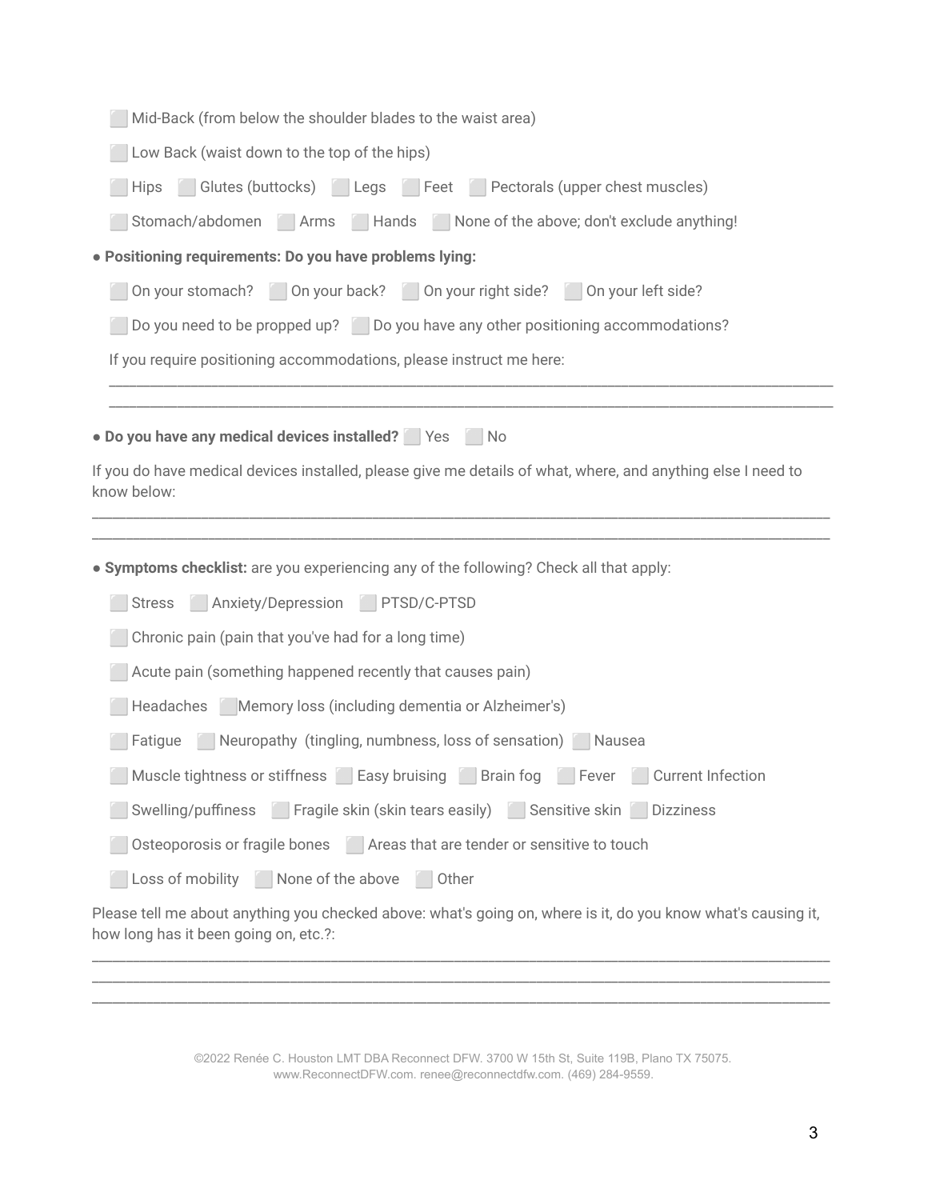⬜ Mid-Back (from below the shoulder blades to the waist area)

⬜ Low Back (waist down to the top of the hips)

⬜ Hips ⬜ Glutes (buttocks) ⬜ Legs ⬜ Feet ⬜ Pectorals (upper chest muscles)

⬜ Stomach/abdomen ⬜ Arms ⬜ Hands ⬜ None of the above; don't exclude anything!

- **Positioning requirements: Do you have problems lying:**

⬜ On your stomach? ⬜ On your back? ⬜ On your right side? ⬜ On your left side?

⬜ Do you need to be propped up? ⬜ Do you have any other positioning accommodations?

If you require positioning accommodations, please instruct me here:

______________________________________________________________________________________

______________________________________________________________________________________

- **Do you have any medical devices installed?** ⬜ Yes ⬜ No

If you do have medical devices installed, please give me details of what, where, and anything else I need to know below:

______________________________________________________________________________________

______________________________________________________________________________________

- **Symptoms checklist:** are you experiencing any of the following? Check all that apply:

⬜ Stress ⬜ Anxiety/Depression ⬜ PTSD/C-PTSD

⬜ Chronic pain (pain that you've had for a long time)

⬜ Acute pain (something happened recently that causes pain)

⬜ Headaches ⬜ Memory loss (including dementia or Alzheimer's)

⬜ Fatigue ⬜ Neuropathy (tingling, numbness, loss of sensation) ⬜ Nausea

⬜ Muscle tightness or stiffness ⬜ Easy bruising ⬜ Brain fog ⬜ Fever ⬜ Current Infection

⬜ Swelling/puffiness ⬜ Fragile skin (skin tears easily) ⬜ Sensitive skin ⬜ Dizziness

⬜ Osteoporosis or fragile bones ⬜ Areas that are tender or sensitive to touch

⬜ Loss of mobility ⬜ None of the above ⬜ Other

Please tell me about anything you checked above: what's going on, where is it, do you know what's causing it, how long has it been going on, etc.?:

______________________________________________________________________________________

______________________________________________________________________________________

______________________________________________________________________________________

©2022 Renée C. Houston LMT DBA Reconnect DFW. 3700 W 15th St, Suite 119B, Plano TX 75075. www.ReconnectDFW.com. renee@reconnectdfw.com. (469) 284-9559.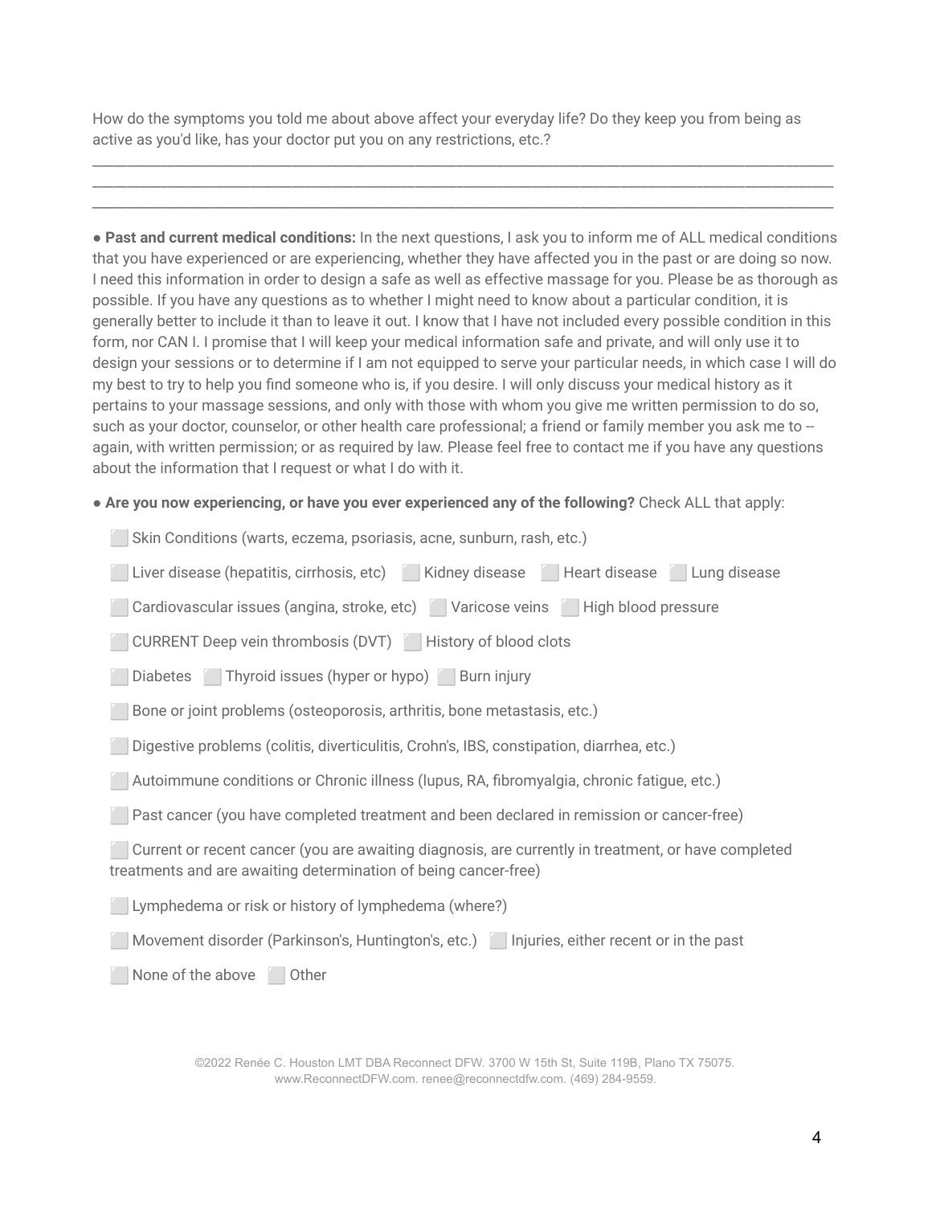How do the symptoms you told me about above affect your everyday life? Do they keep you from being as active as you'd like, has your doctor put you on any restrictions, etc.?

\_\_\_\_\_\_\_\_\_\_\_\_\_\_\_\_\_\_\_\_\_\_\_\_\_\_\_\_\_\_\_\_\_\_\_\_\_\_\_\_\_\_\_\_\_\_\_\_\_\_\_\_\_\_\_\_\_\_\_\_\_\_\_\_\_\_\_\_\_\_\_\_\_\_\_\_\_\_\_\_\_\_\_\_\_\_\_\_\_\_\_\_\_\_\_\_
\_\_\_\_\_\_\_\_\_\_\_\_\_\_\_\_\_\_\_\_\_\_\_\_\_\_\_\_\_\_\_\_\_\_\_\_\_\_\_\_\_\_\_\_\_\_\_\_\_\_\_\_\_\_\_\_\_\_\_\_\_\_\_\_\_\_\_\_\_\_\_\_\_\_\_\_\_\_\_\_\_\_\_\_\_\_\_\_\_\_\_\_\_\_\_\_
\_\_\_\_\_\_\_\_\_\_\_\_\_\_\_\_\_\_\_\_\_\_\_\_\_\_\_\_\_\_\_\_\_\_\_\_\_\_\_\_\_\_\_\_\_\_\_\_\_\_\_\_\_\_\_\_\_\_\_\_\_\_\_\_\_\_\_\_\_\_\_\_\_\_\_\_\_\_\_\_\_\_\_\_\_\_\_\_\_\_\_\_\_\_\_\_

● **Past and current medical conditions:** In the next questions, I ask you to inform me of ALL medical conditions that you have experienced or are experiencing, whether they have affected you in the past or are doing so now. I need this information in order to design a safe as well as effective massage for you. Please be as thorough as possible. If you have any questions as to whether I might need to know about a particular condition, it is generally better to include it than to leave it out. I know that I have not included every possible condition in this form, nor CAN I. I promise that I will keep your medical information safe and private, and will only use it to design your sessions or to determine if I am not equipped to serve your particular needs, in which case I will do my best to try to help you find someone who is, if you desire. I will only discuss your medical history as it pertains to your massage sessions, and only with those with whom you give me written permission to do so, such as your doctor, counselor, or other health care professional; a friend or family member you ask me to -- again, with written permission; or as required by law. Please feel free to contact me if you have any questions about the information that I request or what I do with it.

● **Are you now experiencing, or have you ever experienced any of the following?** Check ALL that apply:

- ☐ Skin Conditions (warts, eczema, psoriasis, acne, sunburn, rash, etc.)
- ☐ Liver disease (hepatitis, cirrhosis, etc) ☐ Kidney disease ☐ Heart disease ☐ Lung disease
- ☐ Cardiovascular issues (angina, stroke, etc) ☐ Varicose veins ☐ High blood pressure
- ☐ CURRENT Deep vein thrombosis (DVT) ☐ History of blood clots
- ☐ Diabetes ☐ Thyroid issues (hyper or hypo) ☐ Burn injury
- ☐ Bone or joint problems (osteoporosis, arthritis, bone metastasis, etc.)
- ☐ Digestive problems (colitis, diverticulitis, Crohn's, IBS, constipation, diarrhea, etc.)
- ☐ Autoimmune conditions or Chronic illness (lupus, RA, fibromyalgia, chronic fatigue, etc.)
- ☐ Past cancer (you have completed treatment and been declared in remission or cancer-free)
- ☐ Current or recent cancer (you are awaiting diagnosis, are currently in treatment, or have completed treatments and are awaiting determination of being cancer-free)
- ☐ Lymphedema or risk or history of lymphedema (where?)
- ☐ Movement disorder (Parkinson's, Huntington's, etc.) ☐ Injuries, either recent or in the past
- ☐ None of the above ☐ Other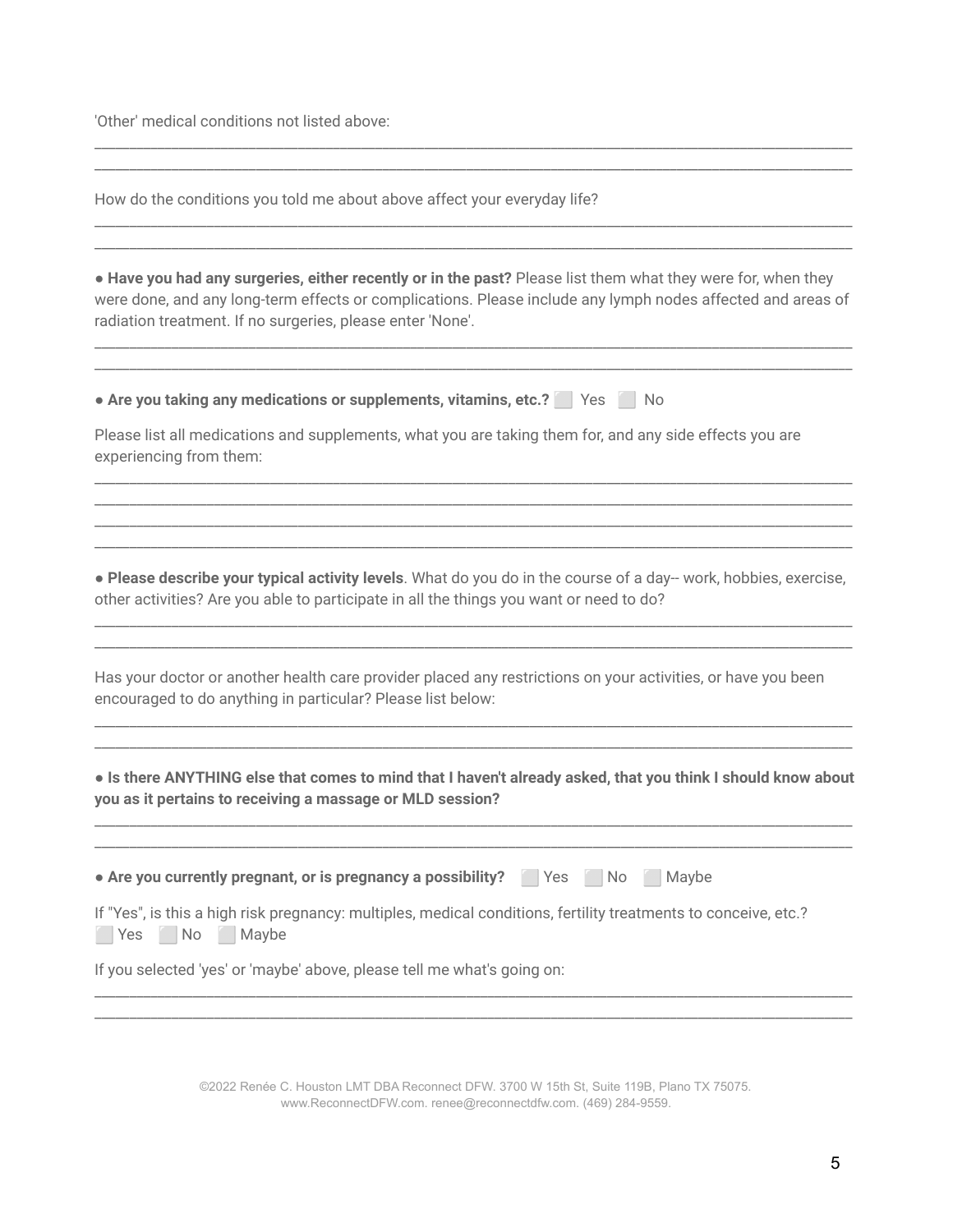'Other' medical conditions not listed above:

\_\_\_\_\_\_\_\_\_\_\_\_\_\_\_\_\_\_\_\_\_\_\_\_\_\_\_\_\_\_\_\_\_\_\_\_\_\_\_\_\_\_\_\_\_\_\_\_\_\_\_\_\_\_\_\_\_\_\_\_\_\_\_\_\_\_\_\_\_\_\_\_\_\_\_\_\_\_\_\_\_\_\_\_\_\_\_\_\_\_

\_\_\_\_\_\_\_\_\_\_\_\_\_\_\_\_\_\_\_\_\_\_\_\_\_\_\_\_\_\_\_\_\_\_\_\_\_\_\_\_\_\_\_\_\_\_\_\_\_\_\_\_\_\_\_\_\_\_\_\_\_\_\_\_\_\_\_\_\_\_\_\_\_\_\_\_\_\_\_\_\_\_\_\_\_\_\_\_\_\_

How do the conditions you told me about above affect your everyday life?

\_\_\_\_\_\_\_\_\_\_\_\_\_\_\_\_\_\_\_\_\_\_\_\_\_\_\_\_\_\_\_\_\_\_\_\_\_\_\_\_\_\_\_\_\_\_\_\_\_\_\_\_\_\_\_\_\_\_\_\_\_\_\_\_\_\_\_\_\_\_\_\_\_\_\_\_\_\_\_\_\_\_\_\_\_\_\_\_\_\_

\_\_\_\_\_\_\_\_\_\_\_\_\_\_\_\_\_\_\_\_\_\_\_\_\_\_\_\_\_\_\_\_\_\_\_\_\_\_\_\_\_\_\_\_\_\_\_\_\_\_\_\_\_\_\_\_\_\_\_\_\_\_\_\_\_\_\_\_\_\_\_\_\_\_\_\_\_\_\_\_\_\_\_\_\_\_\_\_\_\_

● **Have you had any surgeries, either recently or in the past?** Please list them what they were for, when they were done, and any long-term effects or complications. Please include any lymph nodes affected and areas of radiation treatment. If no surgeries, please enter 'None'.

\_\_\_\_\_\_\_\_\_\_\_\_\_\_\_\_\_\_\_\_\_\_\_\_\_\_\_\_\_\_\_\_\_\_\_\_\_\_\_\_\_\_\_\_\_\_\_\_\_\_\_\_\_\_\_\_\_\_\_\_\_\_\_\_\_\_\_\_\_\_\_\_\_\_\_\_\_\_\_\_\_\_\_\_\_\_\_\_\_\_

\_\_\_\_\_\_\_\_\_\_\_\_\_\_\_\_\_\_\_\_\_\_\_\_\_\_\_\_\_\_\_\_\_\_\_\_\_\_\_\_\_\_\_\_\_\_\_\_\_\_\_\_\_\_\_\_\_\_\_\_\_\_\_\_\_\_\_\_\_\_\_\_\_\_\_\_\_\_\_\_\_\_\_\_\_\_\_\_\_\_

● **Are you taking any medications or supplements, vitamins, etc.?** ⬜ Yes ⬜ No

Please list all medications and supplements, what you are taking them for, and any side effects you are experiencing from them:

\_\_\_\_\_\_\_\_\_\_\_\_\_\_\_\_\_\_\_\_\_\_\_\_\_\_\_\_\_\_\_\_\_\_\_\_\_\_\_\_\_\_\_\_\_\_\_\_\_\_\_\_\_\_\_\_\_\_\_\_\_\_\_\_\_\_\_\_\_\_\_\_\_\_\_\_\_\_\_\_\_\_\_\_\_\_\_\_\_\_

\_\_\_\_\_\_\_\_\_\_\_\_\_\_\_\_\_\_\_\_\_\_\_\_\_\_\_\_\_\_\_\_\_\_\_\_\_\_\_\_\_\_\_\_\_\_\_\_\_\_\_\_\_\_\_\_\_\_\_\_\_\_\_\_\_\_\_\_\_\_\_\_\_\_\_\_\_\_\_\_\_\_\_\_\_\_\_\_\_\_

\_\_\_\_\_\_\_\_\_\_\_\_\_\_\_\_\_\_\_\_\_\_\_\_\_\_\_\_\_\_\_\_\_\_\_\_\_\_\_\_\_\_\_\_\_\_\_\_\_\_\_\_\_\_\_\_\_\_\_\_\_\_\_\_\_\_\_\_\_\_\_\_\_\_\_\_\_\_\_\_\_\_\_\_\_\_\_\_\_\_

\_\_\_\_\_\_\_\_\_\_\_\_\_\_\_\_\_\_\_\_\_\_\_\_\_\_\_\_\_\_\_\_\_\_\_\_\_\_\_\_\_\_\_\_\_\_\_\_\_\_\_\_\_\_\_\_\_\_\_\_\_\_\_\_\_\_\_\_\_\_\_\_\_\_\_\_\_\_\_\_\_\_\_\_\_\_\_\_\_\_

● **Please describe your typical activity levels**. What do you do in the course of a day-- work, hobbies, exercise, other activities? Are you able to participate in all the things you want or need to do?

\_\_\_\_\_\_\_\_\_\_\_\_\_\_\_\_\_\_\_\_\_\_\_\_\_\_\_\_\_\_\_\_\_\_\_\_\_\_\_\_\_\_\_\_\_\_\_\_\_\_\_\_\_\_\_\_\_\_\_\_\_\_\_\_\_\_\_\_\_\_\_\_\_\_\_\_\_\_\_\_\_\_\_\_\_\_\_\_\_\_

\_\_\_\_\_\_\_\_\_\_\_\_\_\_\_\_\_\_\_\_\_\_\_\_\_\_\_\_\_\_\_\_\_\_\_\_\_\_\_\_\_\_\_\_\_\_\_\_\_\_\_\_\_\_\_\_\_\_\_\_\_\_\_\_\_\_\_\_\_\_\_\_\_\_\_\_\_\_\_\_\_\_\_\_\_\_\_\_\_\_

Has your doctor or another health care provider placed any restrictions on your activities, or have you been encouraged to do anything in particular? Please list below:

\_\_\_\_\_\_\_\_\_\_\_\_\_\_\_\_\_\_\_\_\_\_\_\_\_\_\_\_\_\_\_\_\_\_\_\_\_\_\_\_\_\_\_\_\_\_\_\_\_\_\_\_\_\_\_\_\_\_\_\_\_\_\_\_\_\_\_\_\_\_\_\_\_\_\_\_\_\_\_\_\_\_\_\_\_\_\_\_\_\_

\_\_\_\_\_\_\_\_\_\_\_\_\_\_\_\_\_\_\_\_\_\_\_\_\_\_\_\_\_\_\_\_\_\_\_\_\_\_\_\_\_\_\_\_\_\_\_\_\_\_\_\_\_\_\_\_\_\_\_\_\_\_\_\_\_\_\_\_\_\_\_\_\_\_\_\_\_\_\_\_\_\_\_\_\_\_\_\_\_\_

● **Is there ANYTHING else that comes to mind that I haven't already asked, that you think I should know about you as it pertains to receiving a massage or MLD session?**

\_\_\_\_\_\_\_\_\_\_\_\_\_\_\_\_\_\_\_\_\_\_\_\_\_\_\_\_\_\_\_\_\_\_\_\_\_\_\_\_\_\_\_\_\_\_\_\_\_\_\_\_\_\_\_\_\_\_\_\_\_\_\_\_\_\_\_\_\_\_\_\_\_\_\_\_\_\_\_\_\_\_\_\_\_\_\_\_\_\_

\_\_\_\_\_\_\_\_\_\_\_\_\_\_\_\_\_\_\_\_\_\_\_\_\_\_\_\_\_\_\_\_\_\_\_\_\_\_\_\_\_\_\_\_\_\_\_\_\_\_\_\_\_\_\_\_\_\_\_\_\_\_\_\_\_\_\_\_\_\_\_\_\_\_\_\_\_\_\_\_\_\_\_\_\_\_\_\_\_\_

● **Are you currently pregnant, or is pregnancy a possibility?** ⬜ Yes ⬜ No ⬜ Maybe

If "Yes", is this a high risk pregnancy: multiples, medical conditions, fertility treatments to conceive, etc.?
⬜ Yes ⬜ No ⬜ Maybe

If you selected 'yes' or 'maybe' above, please tell me what's going on:

\_\_\_\_\_\_\_\_\_\_\_\_\_\_\_\_\_\_\_\_\_\_\_\_\_\_\_\_\_\_\_\_\_\_\_\_\_\_\_\_\_\_\_\_\_\_\_\_\_\_\_\_\_\_\_\_\_\_\_\_\_\_\_\_\_\_\_\_\_\_\_\_\_\_\_\_\_\_\_\_\_\_\_\_\_\_\_\_\_\_

\_\_\_\_\_\_\_\_\_\_\_\_\_\_\_\_\_\_\_\_\_\_\_\_\_\_\_\_\_\_\_\_\_\_\_\_\_\_\_\_\_\_\_\_\_\_\_\_\_\_\_\_\_\_\_\_\_\_\_\_\_\_\_\_\_\_\_\_\_\_\_\_\_\_\_\_\_\_\_\_\_\_\_\_\_\_\_\_\_\_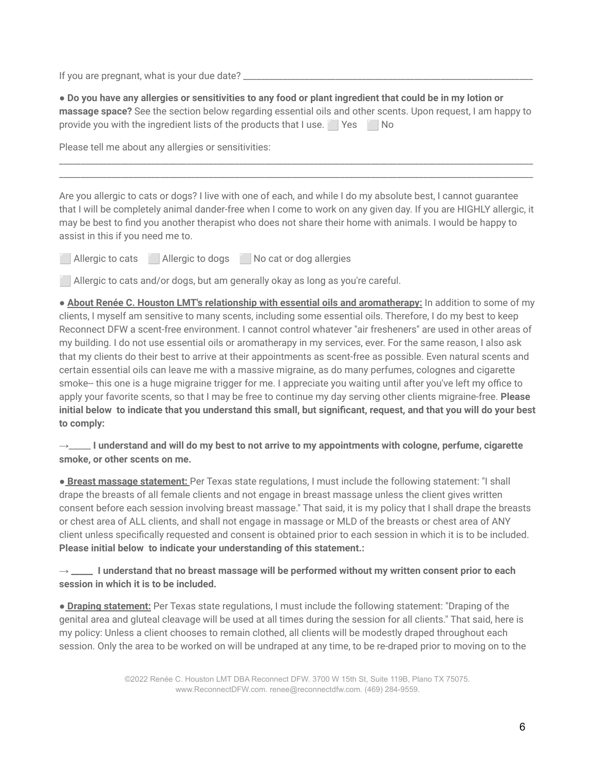If you are pregnant, what is your due date? ____________________________________________

● **Do you have any allergies or sensitivities to any food or plant ingredient that could be in my lotion or massage space?** See the section below regarding essential oils and other scents. Upon request, I am happy to provide you with the ingredient lists of the products that I use. ⬜ Yes ⬜ No

Please tell me about any allergies or sensitivities:

______________________________________________________________________________________
______________________________________________________________________________________

Are you allergic to cats or dogs? I live with one of each, and while I do my absolute best, I cannot guarantee that I will be completely animal dander-free when I come to work on any given day. If you are HIGHLY allergic, it may be best to find you another therapist who does not share their home with animals. I would be happy to assist in this if you need me to.

⬜ Allergic to cats ⬜ Allergic to dogs ⬜ No cat or dog allergies

⬜ Allergic to cats and/or dogs, but am generally okay as long as you're careful.

● **About Renée C. Houston LMT's relationship with essential oils and aromatherapy:** In addition to some of my clients, I myself am sensitive to many scents, including some essential oils. Therefore, I do my best to keep Reconnect DFW a scent-free environment. I cannot control whatever "air fresheners" are used in other areas of my building. I do not use essential oils or aromatherapy in my services, ever. For the same reason, I also ask that my clients do their best to arrive at their appointments as scent-free as possible. Even natural scents and certain essential oils can leave me with a massive migraine, as do many perfumes, colognes and cigarette smoke-- this one is a huge migraine trigger for me. I appreciate you waiting until after you've left my office to apply your favorite scents, so that I may be free to continue my day serving other clients migraine-free. **Please initial below to indicate that you understand this small, but significant, request, and that you will do your best to comply:**

**→_____ I understand and will do my best to not arrive to my appointments with cologne, perfume, cigarette smoke, or other scents on me.**

● **Breast massage statement:** Per Texas state regulations, I must include the following statement: "I shall drape the breasts of all female clients and not engage in breast massage unless the client gives written consent before each session involving breast massage." That said, it is my policy that I shall drape the breasts or chest area of ALL clients, and shall not engage in massage or MLD of the breasts or chest area of ANY client unless specifically requested and consent is obtained prior to each session in which it is to be included. **Please initial below to indicate your understanding of this statement.:**

**→ _____ I understand that no breast massage will be performed without my written consent prior to each session in which it is to be included.**

● **Draping statement:** Per Texas state regulations, I must include the following statement: "Draping of the genital area and gluteal cleavage will be used at all times during the session for all clients." That said, here is my policy: Unless a client chooses to remain clothed, all clients will be modestly draped throughout each session. Only the area to be worked on will be undraped at any time, to be re-draped prior to moving on to the

©2022 Renée C. Houston LMT DBA Reconnect DFW. 3700 W 15th St, Suite 119B, Plano TX 75075. www.ReconnectDFW.com. renee@reconnectdfw.com. (469) 284-9559.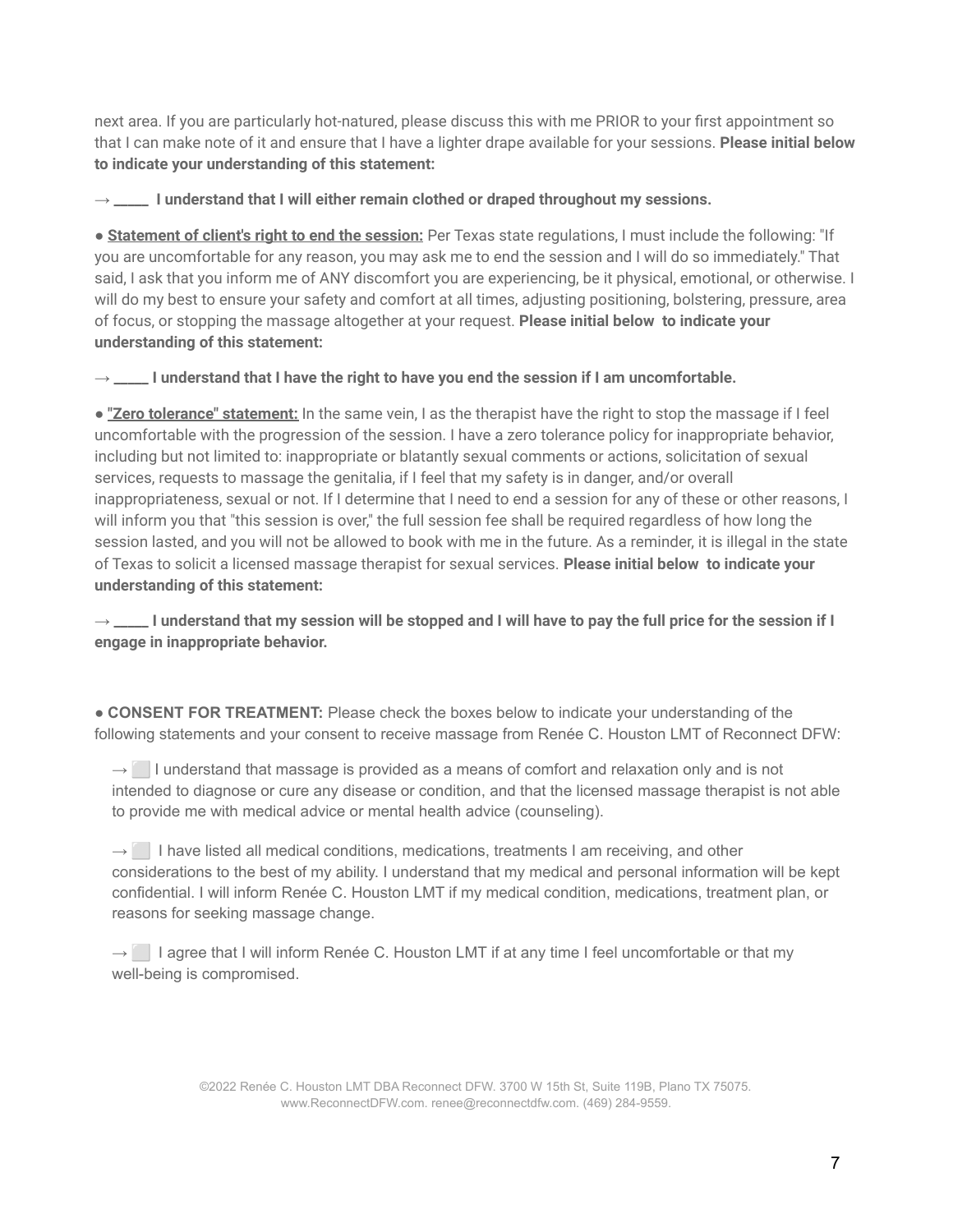next area. If you are particularly hot-natured, please discuss this with me PRIOR to your first appointment so that I can make note of it and ensure that I have a lighter drape available for your sessions. **Please initial below to indicate your understanding of this statement:**

→ **_____ I understand that I will either remain clothed or draped throughout my sessions.**

● **Statement of client's right to end the session:** Per Texas state regulations, I must include the following: "If you are uncomfortable for any reason, you may ask me to end the session and I will do so immediately." That said, I ask that you inform me of ANY discomfort you are experiencing, be it physical, emotional, or otherwise. I will do my best to ensure your safety and comfort at all times, adjusting positioning, bolstering, pressure, area of focus, or stopping the massage altogether at your request. **Please initial below to indicate your understanding of this statement:**

→ **_____ I understand that I have the right to have you end the session if I am uncomfortable.**

● **"Zero tolerance" statement:** In the same vein, I as the therapist have the right to stop the massage if I feel uncomfortable with the progression of the session. I have a zero tolerance policy for inappropriate behavior, including but not limited to: inappropriate or blatantly sexual comments or actions, solicitation of sexual services, requests to massage the genitalia, if I feel that my safety is in danger, and/or overall inappropriateness, sexual or not. If I determine that I need to end a session for any of these or other reasons, I will inform you that "this session is over," the full session fee shall be required regardless of how long the session lasted, and you will not be allowed to book with me in the future. As a reminder, it is illegal in the state of Texas to solicit a licensed massage therapist for sexual services. **Please initial below to indicate your understanding of this statement:**

→ **_____ I understand that my session will be stopped and I will have to pay the full price for the session if I engage in inappropriate behavior.**

● **CONSENT FOR TREATMENT:** Please check the boxes below to indicate your understanding of the following statements and your consent to receive massage from Renée C. Houston LMT of Reconnect DFW:

→ ⬜ I understand that massage is provided as a means of comfort and relaxation only and is not intended to diagnose or cure any disease or condition, and that the licensed massage therapist is not able to provide me with medical advice or mental health advice (counseling).

→ ⬜ I have listed all medical conditions, medications, treatments I am receiving, and other considerations to the best of my ability. I understand that my medical and personal information will be kept confidential. I will inform Renée C. Houston LMT if my medical condition, medications, treatment plan, or reasons for seeking massage change.

→ ⬜ I agree that I will inform Renée C. Houston LMT if at any time I feel uncomfortable or that my well-being is compromised.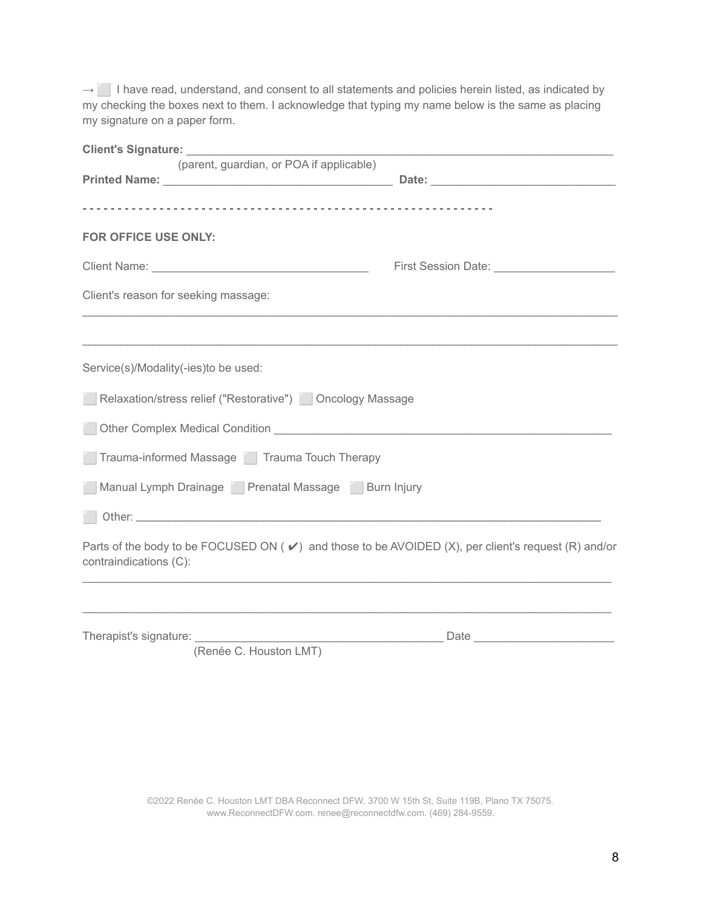→ ⬜ I have read, understand, and consent to all statements and policies herein listed, as indicated by my checking the boxes next to them. I acknowledge that typing my name below is the same as placing my signature on a paper form.

**Client's Signature:** ___________________________________________________________
(parent, guardian, or POA if applicable)

**Printed Name:** _________________________________ **Date:** __________________________

- - - - - - - - - - - - - - - - - - - - - - - - - - - - - - - - - - - - - - - - - - - - - - - - - - - - - - - - - - -

**FOR OFFICE USE ONLY:**

Client Name: _______________________________ First Session Date: _________________

Client's reason for seeking massage:

_____________________________________________________________________________

_____________________________________________________________________________

Service(s)/Modality(-ies)to be used:

⬜ Relaxation/stress relief ("Restorative") ⬜ Oncology Massage

⬜ Other Complex Medical Condition ______________________________________________

⬜ Trauma-informed Massage ⬜ Trauma Touch Therapy

⬜ Manual Lymph Drainage ⬜ Prenatal Massage ⬜ Burn Injury

⬜ Other: _________________________________________________________________

Parts of the body to be FOCUSED ON ( ✔) and those to be AVOIDED (X), per client's request (R) and/or contraindications (C):

_____________________________________________________________________________

_____________________________________________________________________________

Therapist's signature: ___________________________________ Date ____________________
(Renée C. Houston LMT)

©2022 Renée C. Houston LMT DBA Reconnect DFW. 3700 W 15th St, Suite 119B, Plano TX 75075. www.ReconnectDFW.com. renee@reconnectdfw.com. (469) 284-9559.